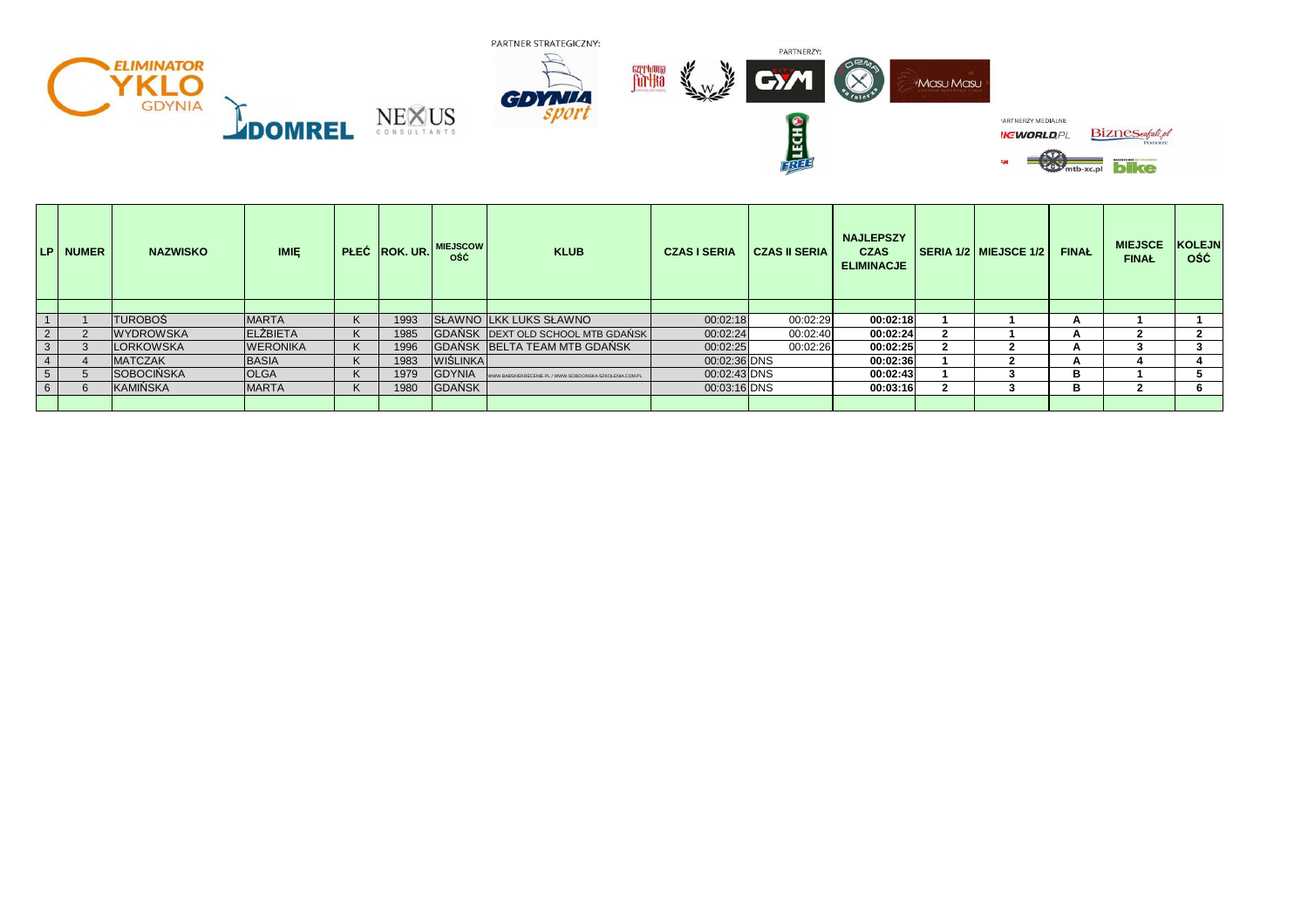PARTNER STRATEGICZNY:

PARTNERZY:

PARTNERZY MEDIALNI

| LP | NUMER | NAZWISKO | IMIĘ | PŁEĆ | ROK. UR. | MIEJSCOWOŚĆ | KLUB | CZAS I SERIA | CZAS II SERIA | NAJLEPSZY CZAS ELIMINACJE | SERIA 1/2 | MIEJSCE 1/2 | FINAŁ | MIEJSCE FINAŁ | KOLEJNOŚĆ |
|---|---|---|---|---|---|---|---|---|---|---|---|---|---|---|---|
| | | | | | | | | | | | | | | | |
| 1 | 1 | TUROBOŚ | MARTA | K | 1993 | SŁAWNO | LKK LUKS SŁAWNO | 00:02:18 | 00:02:29 | 00:02:18 | 1 | 1 | A | 1 | 1 |
| 2 | 2 | WYDROWSKA | ELŻBIETA | K | 1985 | GDAŃSK | DEXT OLD SCHOOL MTB GDAŃSK | 00:02:24 | 00:02:40 | 00:02:24 | 2 | 1 | A | 2 | 2 |
| 3 | 3 | LORKOWSKA | WERONIKA | K | 1996 | GDAŃSK | BELTA TEAM MTB GDAŃSK | 00:02:25 | 00:02:26 | 00:02:25 | 2 | 2 | A | 3 | 3 |
| 4 | 4 | MATCZAK | BASIA | K | 1983 | WIŚLINKA | | 00:02:36 | DNS | 00:02:36 | 1 | 2 | A | 4 | 4 |
| 5 | 5 | SOBOCIŃSKA | OLGA | K | 1979 | GDYNIA | WWW.BABSKIEKRECENIE.PL / WWW.SOBOCINSKA-SZKOLENIA.COM.PL | 00:02:43 | DNS | 00:02:43 | 1 | 3 | B | 1 | 5 |
| 6 | 6 | KAMIŃSKA | MARTA | K | 1980 | GDAŃSK | | 00:03:16 | DNS | 00:03:16 | 2 | 3 | B | 2 | 6 |
| | | | | | | | | | | | | | | | |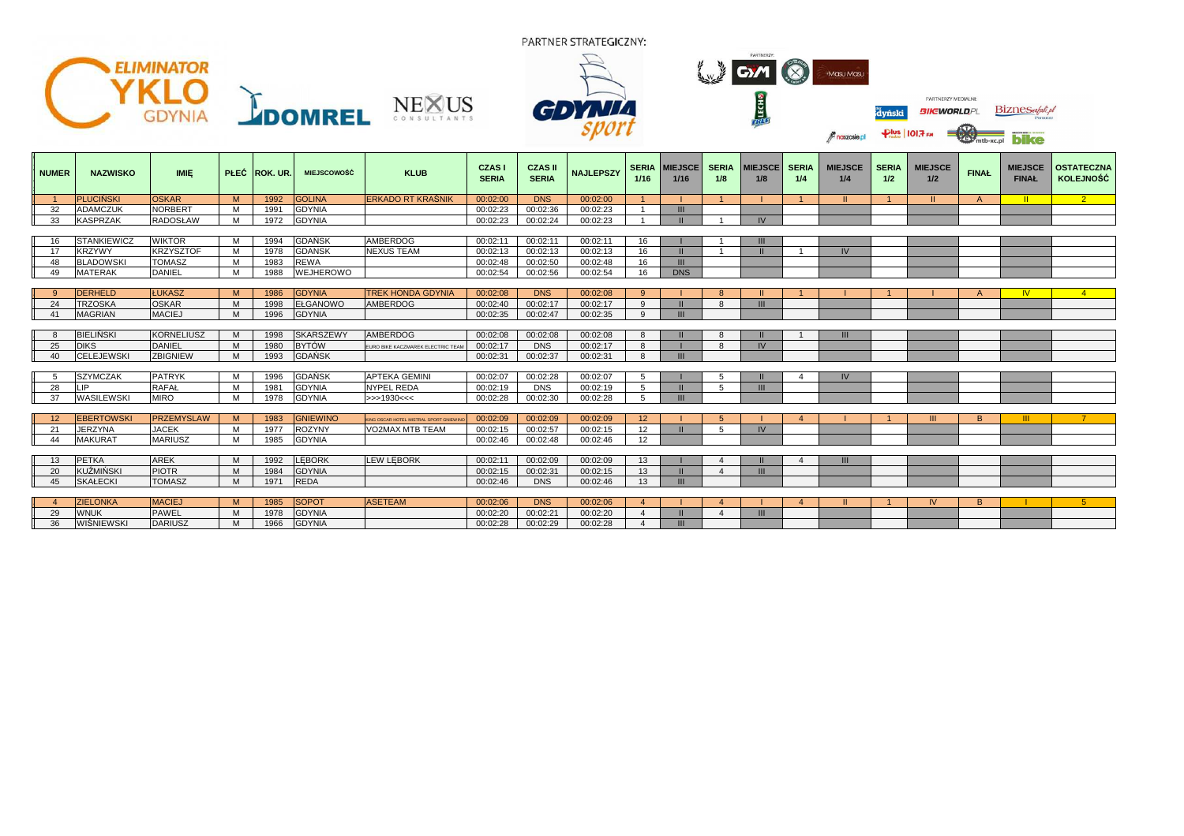PARTNER STRATEGICZNY:

| NUMER | NAZWISKO | IMIĘ | PŁEĆ | ROK. UR. | MIEJSCOWOŚĆ | KLUB | CZAS I SERIA | CZAS II SERIA | NAJLEPSZY | SERIA 1/16 | MIEJSCE 1/16 | SERIA 1/8 | MIEJSCE 1/8 | SERIA 1/4 | MIEJSCE 1/4 | SERIA 1/2 | MIEJSCE 1/2 | FINAŁ | MIEJSCE FINAŁ | OSTATECZNA KOLEJNOŚĆ |
|---|---|---|---|---|---|---|---|---|---|---|---|---|---|---|---|---|---|---|---|---|
| 1 | PLUCIŃSKI | OSKAR | M | 1992 | GOLINA | ERKADO RT KRAŚNIK | 00:02:00 | DNS | 00:02:00 | 1 | I | 1 | I | 1 | II | 1 | II | A | II | 2 |
| 32 | ADAMCZUK | NORBERT | M | 1991 | GDYNIA | | 00:02:23 | 00:02:36 | 00:02:23 | 1 | III | | | | | | | | | |
| 33 | KASPRZAK | RADOSŁAW | M | 1972 | GDYNIA | | 00:02:23 | 00:02:24 | 00:02:23 | 1 | II | 1 | IV | | | | | | | |
| 16 | STANKIEWICZ | WIKTOR | M | 1994 | GDAŃSK | AMBERDOG | 00:02:11 | 00:02:11 | 00:02:11 | 16 | I | 1 | III | | | | | | | |
| 17 | KRZYWY | KRZYSZTOF | M | 1978 | GDANSK | NEXUS TEAM | 00:02:13 | 00:02:13 | 00:02:13 | 16 | II | 1 | II | 1 | IV | | | | | |
| 48 | BLADOWSKI | TOMASZ | M | 1983 | REWA | | 00:02:48 | 00:02:50 | 00:02:48 | 16 | III | | | | | | | | | |
| 49 | MATERAK | DANIEL | M | 1988 | WEJHEROWO | | 00:02:54 | 00:02:56 | 00:02:54 | 16 | DNS | | | | | | | | | |
| 9 | DERHELD | ŁUKASZ | M | 1986 | GDYNIA | TREK HONDA GDYNIA | 00:02:08 | DNS | 00:02:08 | 9 | I | 8 | II | 1 | I | 1 | I | A | IV | 4 |
| 24 | TRZOSKA | OSKAR | M | 1998 | EŁGANOWO | AMBERDOG | 00:02:40 | 00:02:17 | 00:02:17 | 9 | II | 8 | III | | | | | | | |
| 41 | MAGRIAN | MACIEJ | M | 1996 | GDYNIA | | 00:02:35 | 00:02:47 | 00:02:35 | 9 | III | | | | | | | | | |
| 8 | BIELIŃSKI | KORNELIUSZ | M | 1998 | SKARSZEWY | AMBERDOG | 00:02:08 | 00:02:08 | 00:02:08 | 8 | II | 8 | II | 1 | III | | | | | |
| 25 | DIKS | DANIEL | M | 1980 | BYTÓW | EURO BIKE KACZMAREK ELECTRIC TEAM | 00:02:17 | DNS | 00:02:17 | 8 | I | 8 | IV | | | | | | | |
| 40 | CELEJEWSKI | ZBIGNIEW | M | 1993 | GDAŃSK | | 00:02:31 | 00:02:37 | 00:02:31 | 8 | III | | | | | | | | | |
| 5 | SZYMCZAK | PATRYK | M | 1996 | GDAŃSK | APTEKA GEMINI | 00:02:07 | 00:02:28 | 00:02:07 | 5 | I | 5 | II | 4 | IV | | | | | |
| 28 | LIP | RAFAŁ | M | 1981 | GDYNIA | NYPEL REDA | 00:02:19 | DNS | 00:02:19 | 5 | II | 5 | III | | | | | | | |
| 37 | WASILEWSKI | MIRO | M | 1978 | GDYNIA | >>>1930<<< | 00:02:28 | 00:02:30 | 00:02:28 | 5 | III | | | | | | | | | |
| 12 | EBERTOWSKI | PRZEMYSLAW | M | 1983 | GNIEWINO | KING OSCAR HOTEL MISTRAL SPORT GNIEWINO | 00:02:09 | 00:02:09 | 00:02:09 | 12 | I | 5 | I | 4 | I | 1 | III | B | III | 7 |
| 21 | JERZYNA | JACEK | M | 1977 | ROZYNY | VO2MAX MTB TEAM | 00:02:15 | 00:02:57 | 00:02:15 | 12 | II | 5 | IV | | | | | | | |
| 44 | MAKURAT | MARIUSZ | M | 1985 | GDYNIA | | 00:02:46 | 00:02:48 | 00:02:46 | 12 | | | | | | | | | | |
| 13 | PETKA | AREK | M | 1992 | LĘBORK | LEW LĘBORK | 00:02:11 | 00:02:09 | 00:02:09 | 13 | I | 4 | II | 4 | III | | | | | |
| 20 | KUŹMIŃSKI | PIOTR | M | 1984 | GDYNIA | | 00:02:15 | 00:02:31 | 00:02:15 | 13 | II | 4 | III | | | | | | | |
| 45 | SKAŁECKI | TOMASZ | M | 1971 | REDA | | 00:02:46 | DNS | 00:02:46 | 13 | III | | | | | | | | | |
| 4 | ZIELONKA | MACIEJ | M | 1985 | SOPOT | ASETEAM | 00:02:06 | DNS | 00:02:06 | 4 | I | 4 | I | 4 | II | 1 | IV | B | I | 5 |
| 29 | WNUK | PAWEL | M | 1978 | GDYNIA | | 00:02:20 | 00:02:21 | 00:02:20 | 4 | II | 4 | III | | | | | | | |
| 36 | WIŚNIEWSKI | DARIUSZ | M | 1966 | GDYNIA | | 00:02:28 | 00:02:29 | 00:02:28 | 4 | III | | | | | | | | | |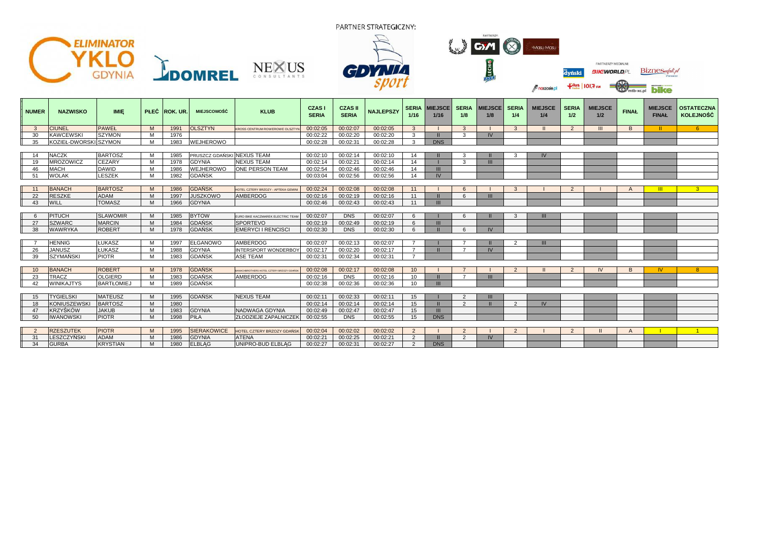PARTNER STRATEGICZNY:

| NUMER | NAZWISKO | IMIĘ | PŁEĆ | ROK. UR. | MIEJSCOWOŚĆ | KLUB | CZAS I SERIA | CZAS II SERIA | NAJLEPSZY | SERIA 1/16 | MIEJSCE 1/16 | SERIA 1/8 | MIEJSCE 1/8 | SERIA 1/4 | MIEJSCE 1/4 | SERIA 1/2 | MIEJSCE 1/2 | FINAŁ | MIEJSCE FINAŁ | OSTATECZNA KOLEJNOŚĆ |
|---|---|---|---|---|---|---|---|---|---|---|---|---|---|---|---|---|---|---|---|---|
| 3 | CIUNEL | PAWEŁ | M | 1991 | OLSZTYN | KROSS CENTRUM ROWEROWE OLSZTYN | 00:02:05 | 00:02:07 | 00:02:05 | 3 | I | 3 | I | 3 | II | 2 | III | B | II | 6 |
| 30 | KAWCEWSKI | SZYMON | M | 1976 | | | 00:02:22 | 00:02:20 | 00:02:20 | 3 | II | 3 | IV | | | | | | | |
| 35 | KOZIEŁ-DWORSKI | SZYMON | M | 1983 | WEJHEROWO | | 00:02:28 | 00:02:31 | 00:02:28 | 3 | DNS | | | | | | | | | |
| 14 | NACZK | BARTOSZ | M | 1985 | PRUSZCZ GDAŃSKI | NEXUS TEAM | 00:02:10 | 00:02:14 | 00:02:10 | 14 | II | 3 | II | 3 | IV | | | | | |
| 19 | MROZOWICZ | CEZARY | M | 1978 | GDYNIA | NEXUS TEAM | 00:02:14 | 00:02:21 | 00:02:14 | 14 | I | 3 | III | | | | | | | |
| 46 | MACH | DAWID | M | 1986 | WEJHEROWO | ONE PERSON TEAM | 00:02:54 | 00:02:46 | 00:02:46 | 14 | III | | | | | | | | | |
| 51 | WOLAK | LESZEK | M | 1982 | GDAŃSK | | 00:03:04 | 00:02:56 | 00:02:56 | 14 | IV | | | | | | | | | |
| 11 | BANACH | BARTOSZ | M | 1986 | GDAŃSK | HOTEL CZTERY BRZOZY - APTEKA GEMINI | 00:02:24 | 00:02:08 | 00:02:08 | 11 | I | 6 | I | 3 | I | 2 | I | A | III | 3 |
| 22 | RESZKE | ADAM | M | 1997 | JUSZKOWO | AMBERDOG | 00:02:16 | 00:02:19 | 00:02:16 | 11 | II | 6 | III | | | | | | | |
| 43 | WILL | TOMASZ | M | 1966 | GDYNIA | | 00:02:46 | 00:02:43 | 00:02:43 | 11 | III | | | | | | | | | |
| 6 | PITUCH | SLAWOMIR | M | 1985 | BYTOW | EURO BIKE KACZMAREK ELECTRIC TEAM | 00:02:07 | DNS | 00:02:07 | 6 | I | 6 | II | 3 | III | | | | | |
| 27 | SZWARC | MARCIN | M | 1984 | GDAŃSK | SPORTEVO | 00:02:19 | 00:02:49 | 00:02:19 | 6 | III | | | | | | | | | |
| 38 | WAWRYKA | ROBERT | M | 1978 | GDAŃSK | EMERYCI I RENCISCI | 00:02:30 | DNS | 00:02:30 | 6 | II | 6 | IV | | | | | | | |
| 7 | HENNIG | ŁUKASZ | M | 1997 | EŁGANOWO | AMBERDOG | 00:02:07 | 00:02:13 | 00:02:07 | 7 | I | 7 | II | 2 | III | | | | | |
| 26 | JANUSZ | ŁUKASZ | M | 1988 | GDYNIA | INTERSPORT WONDERBOY | 00:02:17 | 00:02:20 | 00:02:17 | 7 | II | 7 | IV | | | | | | | |
| 39 | SZYMAŃSKI | PIOTR | M | 1983 | GDAŃSK | ASE TEAM | 00:02:31 | 00:02:34 | 00:02:31 | 7 | | | | | | | | | | |
| 10 | BANACH | ROBERT | M | 1978 | GDAŃSK | BANACHBROTHERS HOTEL CZTERY BRZOZY GDAŃSK | 00:02:08 | 00:02:17 | 00:02:08 | 10 | I | 7 | I | 2 | II | 2 | IV | B | IV | 8 |
| 23 | TRACZ | OLGIERD | M | 1983 | GDAŃSK | AMBERDOG | 00:02:16 | DNS | 00:02:16 | 10 | II | 7 | III | | | | | | | |
| 42 | WINIKAJTYS | BARTŁOMIEJ | M | 1989 | GDAŃSK | | 00:02:38 | 00:02:36 | 00:02:36 | 10 | III | | | | | | | | | |
| 15 | TYGIELSKI | MATEUSZ | M | 1995 | GDAŃSK | NEXUS TEAM | 00:02:11 | 00:02:33 | 00:02:11 | 15 | I | 2 | III | | | | | | | |
| 18 | KONIUSZEWSKI | BARTOSZ | M | 1980 | | | 00:02:14 | 00:02:14 | 00:02:14 | 15 | II | 2 | II | 2 | IV | | | | | |
| 47 | KRZYŠKÓW | JAKUB | M | 1983 | GDYNIA | NADWAGA GDYNIA | 00:02:49 | 00:02:47 | 00:02:47 | 15 | III | | | | | | | | | |
| 50 | IWANOWSKI | PIOTR | M | 1998 | PIŁA | ZŁODZIEJE ZAPALNICZEK | 00:02:55 | DNS | 00:02:55 | 15 | DNS | | | | | | | | | |
| 2 | RZESZUTEK | PIOTR | M | 1995 | SIERAKOWICE | HOTEL CZTERY BRZOZY GDAŃSK | 00:02:04 | 00:02:02 | 00:02:02 | 2 | I | 2 | I | 2 | I | 2 | II | A | I | 1 |
| 31 | LESZCZYŃSKI | ADAM | M | 1986 | GDYNIA | ATENA | 00:02:21 | 00:02:25 | 00:02:21 | 2 | II | 2 | IV | | | | | | | |
| 34 | GURBA | KRYSTIAN | M | 1980 | ELBLĄG | UNIPRO-BUD ELBLĄG | 00:02:27 | 00:02:31 | 00:02:27 | 2 | DNS | | | | | | | | | |